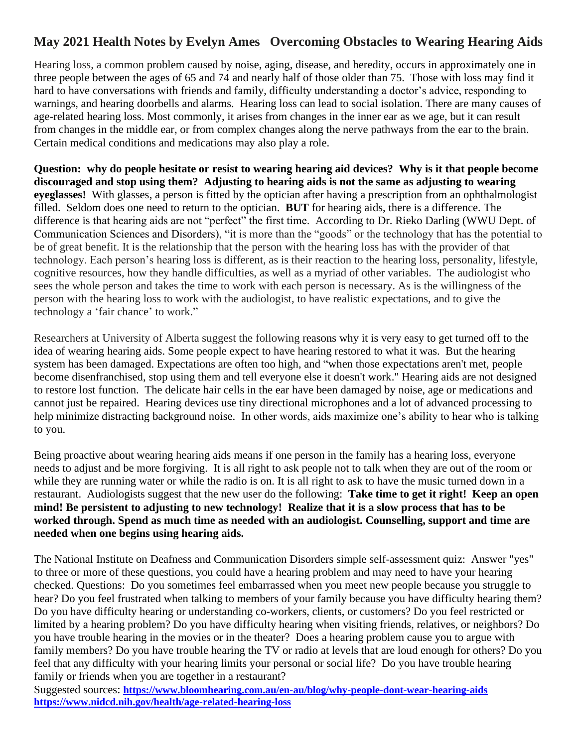## May 2021 Health Notes by Evelyn Ames   Overcoming Obstacles to Wearing Hearing Aids

Hearing loss, a common problem caused by noise, aging, disease, and heredity, occurs in approximately one in three people between the ages of 65 and 74 and nearly half of those older than 75. Those with loss may find it hard to have conversations with friends and family, difficulty understanding a doctor's advice, responding to warnings, and hearing doorbells and alarms. Hearing loss can lead to social isolation. There are many causes of age-related hearing loss. Most commonly, it arises from changes in the inner ear as we age, but it can result from changes in the middle ear, or from complex changes along the nerve pathways from the ear to the brain. Certain medical conditions and medications may also play a role.

**Question: why do people hesitate or resist to wearing hearing aid devices? Why is it that people become discouraged and stop using them? Adjusting to hearing aids is not the same as adjusting to wearing eyeglasses!** With glasses, a person is fitted by the optician after having a prescription from an ophthalmologist filled. Seldom does one need to return to the optician. **BUT** for hearing aids, there is a difference. The difference is that hearing aids are not "perfect" the first time. According to Dr. Rieko Darling (WWU Dept. of Communication Sciences and Disorders), "it is more than the "goods" or the technology that has the potential to be of great benefit. It is the relationship that the person with the hearing loss has with the provider of that technology. Each person's hearing loss is different, as is their reaction to the hearing loss, personality, lifestyle, cognitive resources, how they handle difficulties, as well as a myriad of other variables. The audiologist who sees the whole person and takes the time to work with each person is necessary. As is the willingness of the person with the hearing loss to work with the audiologist, to have realistic expectations, and to give the technology a 'fair chance' to work."

Researchers at University of Alberta suggest the following reasons why it is very easy to get turned off to the idea of wearing hearing aids. Some people expect to have hearing restored to what it was. But the hearing system has been damaged. Expectations are often too high, and "when those expectations aren't met, people become disenfranchised, stop using them and tell everyone else it doesn't work." Hearing aids are not designed to restore lost function. The delicate hair cells in the ear have been damaged by noise, age or medications and cannot just be repaired. Hearing devices use tiny directional microphones and a lot of advanced processing to help minimize distracting background noise. In other words, aids maximize one's ability to hear who is talking to you.

Being proactive about wearing hearing aids means if one person in the family has a hearing loss, everyone needs to adjust and be more forgiving. It is all right to ask people not to talk when they are out of the room or while they are running water or while the radio is on. It is all right to ask to have the music turned down in a restaurant. Audiologists suggest that the new user do the following: **Take time to get it right! Keep an open mind! Be persistent to adjusting to new technology! Realize that it is a slow process that has to be worked through. Spend as much time as needed with an audiologist. Counselling, support and time are needed when one begins using hearing aids.**

The National Institute on Deafness and Communication Disorders simple self-assessment quiz: Answer "yes" to three or more of these questions, you could have a hearing problem and may need to have your hearing checked. Questions: Do you sometimes feel embarrassed when you meet new people because you struggle to hear? Do you feel frustrated when talking to members of your family because you have difficulty hearing them? Do you have difficulty hearing or understanding co-workers, clients, or customers? Do you feel restricted or limited by a hearing problem? Do you have difficulty hearing when visiting friends, relatives, or neighbors? Do you have trouble hearing in the movies or in the theater? Does a hearing problem cause you to argue with family members? Do you have trouble hearing the TV or radio at levels that are loud enough for others? Do you feel that any difficulty with your hearing limits your personal or social life? Do you have trouble hearing family or friends when you are together in a restaurant?

Suggested sources: **https://www.bloomhearing.com.au/en-au/blog/why-people-dont-wear-hearing-aids**
**https://www.nidcd.nih.gov/health/age-related-hearing-loss**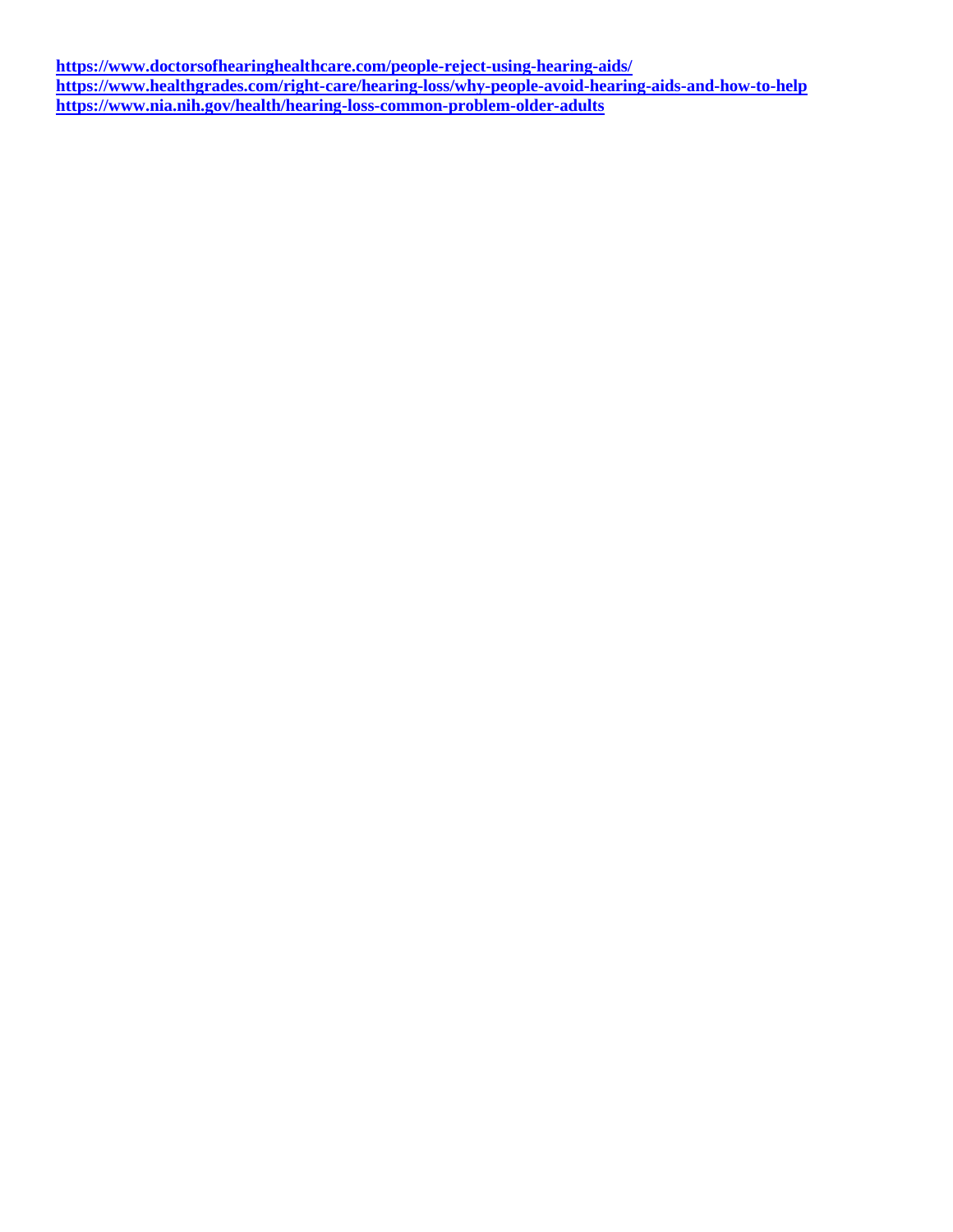**https://www.doctorsofhearinghealthcare.com/people-reject-using-hearing-aids/**
**https://www.healthgrades.com/right-care/hearing-loss/why-people-avoid-hearing-aids-and-how-to-help**
**https://www.nia.nih.gov/health/hearing-loss-common-problem-older-adults**